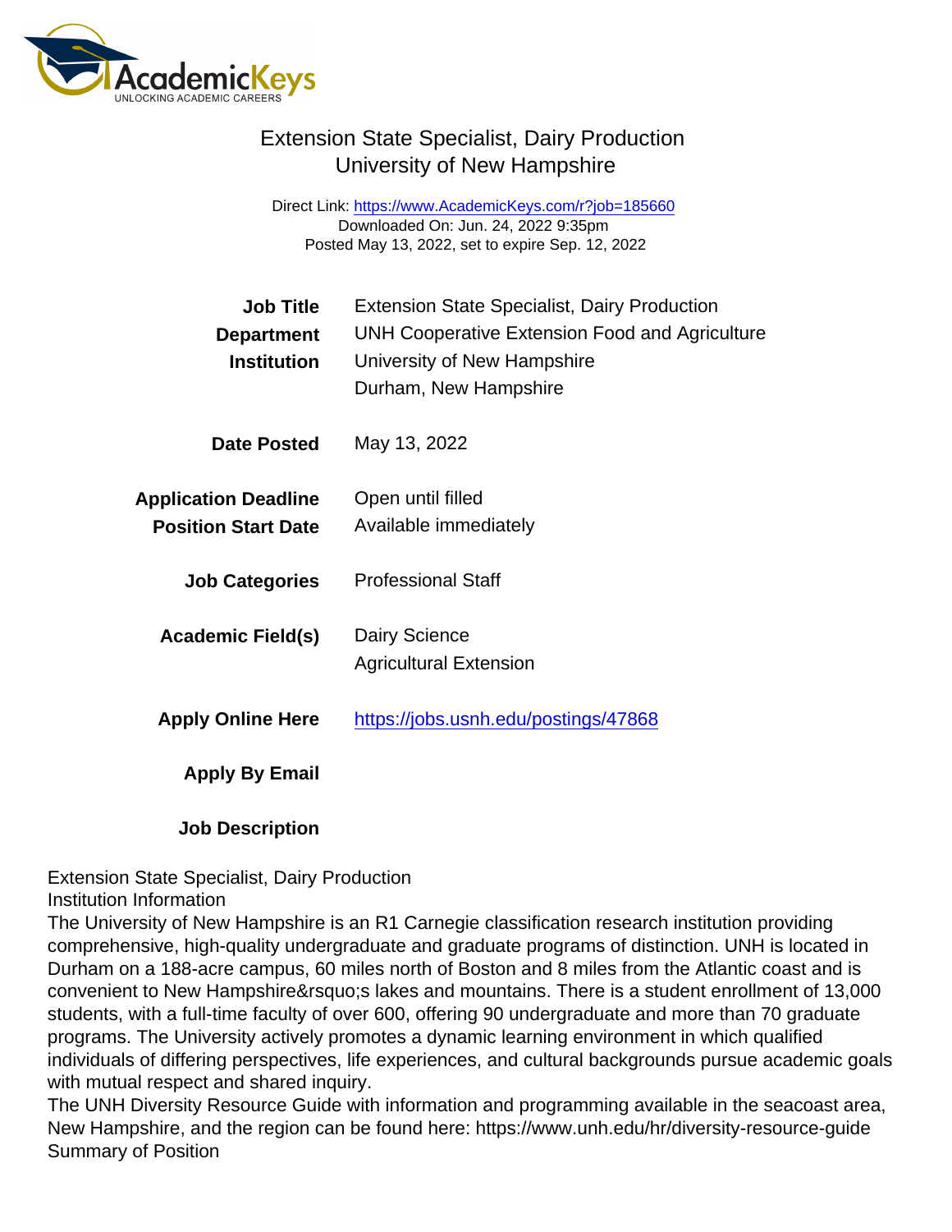# Extension State Specialist, Dairy Production
## University of New Hampshire

Direct Link: https://www.AcademicKeys.com/r?job=185660
Downloaded On: Jun. 24, 2022 9:35pm
Posted May 13, 2022, set to expire Sep. 12, 2022

| | |
|---|---|
| **Job Title** | Extension State Specialist, Dairy Production |
| **Department** | UNH Cooperative Extension Food and Agriculture |
| **Institution** | University of New Hampshire<br>Durham, New Hampshire |
| **Date Posted** | May 13, 2022 |
| **Application Deadline** | Open until filled |
| **Position Start Date** | Available immediately |
| **Job Categories** | Professional Staff |
| **Academic Field(s)** | Dairy Science<br>Agricultural Extension |
| **Apply Online Here** | https://jobs.usnh.edu/postings/47868 |
| **Apply By Email** | |

**Job Description**

Extension State Specialist, Dairy Production
Institution Information
The University of New Hampshire is an R1 Carnegie classification research institution providing comprehensive, high-quality undergraduate and graduate programs of distinction. UNH is located in Durham on a 188-acre campus, 60 miles north of Boston and 8 miles from the Atlantic coast and is convenient to New Hampshire&rsquo;s lakes and mountains. There is a student enrollment of 13,000 students, with a full-time faculty of over 600, offering 90 undergraduate and more than 70 graduate programs. The University actively promotes a dynamic learning environment in which qualified individuals of differing perspectives, life experiences, and cultural backgrounds pursue academic goals with mutual respect and shared inquiry.
The UNH Diversity Resource Guide with information and programming available in the seacoast area, New Hampshire, and the region can be found here: https://www.unh.edu/hr/diversity-resource-guide
Summary of Position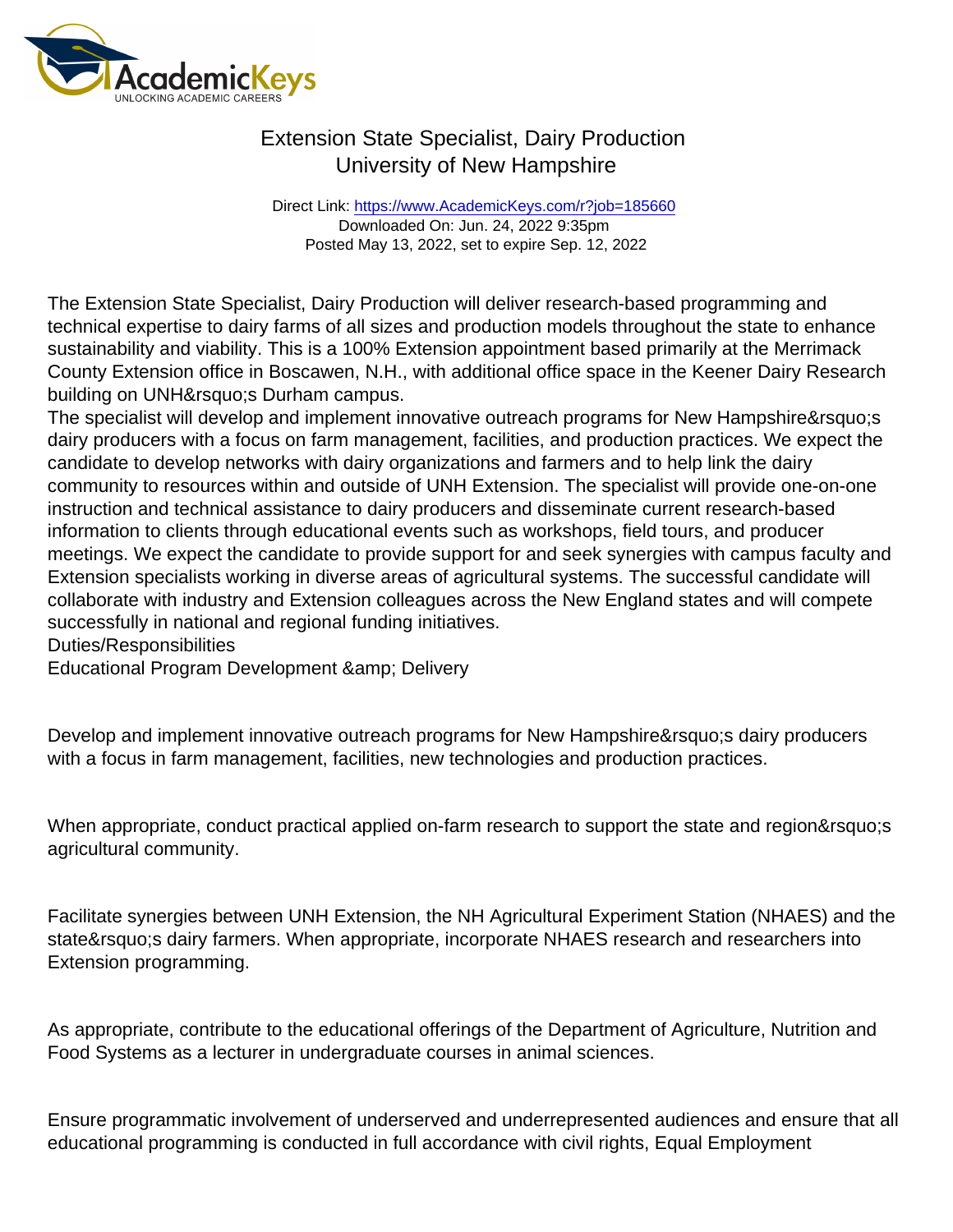# Extension State Specialist, Dairy Production
## University of New Hampshire

Direct Link: https://www.AcademicKeys.com/r?job=185660
Downloaded On: Jun. 24, 2022 9:35pm
Posted May 13, 2022, set to expire Sep. 12, 2022

The Extension State Specialist, Dairy Production will deliver research-based programming and technical expertise to dairy farms of all sizes and production models throughout the state to enhance sustainability and viability. This is a 100% Extension appointment based primarily at the Merrimack County Extension office in Boscawen, N.H., with additional office space in the Keener Dairy Research building on UNH&rsquo;s Durham campus.

The specialist will develop and implement innovative outreach programs for New Hampshire&rsquo;s dairy producers with a focus on farm management, facilities, and production practices. We expect the candidate to develop networks with dairy organizations and farmers and to help link the dairy community to resources within and outside of UNH Extension. The specialist will provide one-on-one instruction and technical assistance to dairy producers and disseminate current research-based information to clients through educational events such as workshops, field tours, and producer meetings. We expect the candidate to provide support for and seek synergies with campus faculty and Extension specialists working in diverse areas of agricultural systems. The successful candidate will collaborate with industry and Extension colleagues across the New England states and will compete successfully in national and regional funding initiatives.

Duties/Responsibilities

Educational Program Development &amp; Delivery

Develop and implement innovative outreach programs for New Hampshire&rsquo;s dairy producers with a focus in farm management, facilities, new technologies and production practices.

When appropriate, conduct practical applied on-farm research to support the state and region&rsquo;s agricultural community.

Facilitate synergies between UNH Extension, the NH Agricultural Experiment Station (NHAES) and the state&rsquo;s dairy farmers. When appropriate, incorporate NHAES research and researchers into Extension programming.

As appropriate, contribute to the educational offerings of the Department of Agriculture, Nutrition and Food Systems as a lecturer in undergraduate courses in animal sciences.

Ensure programmatic involvement of underserved and underrepresented audiences and ensure that all educational programming is conducted in full accordance with civil rights, Equal Employment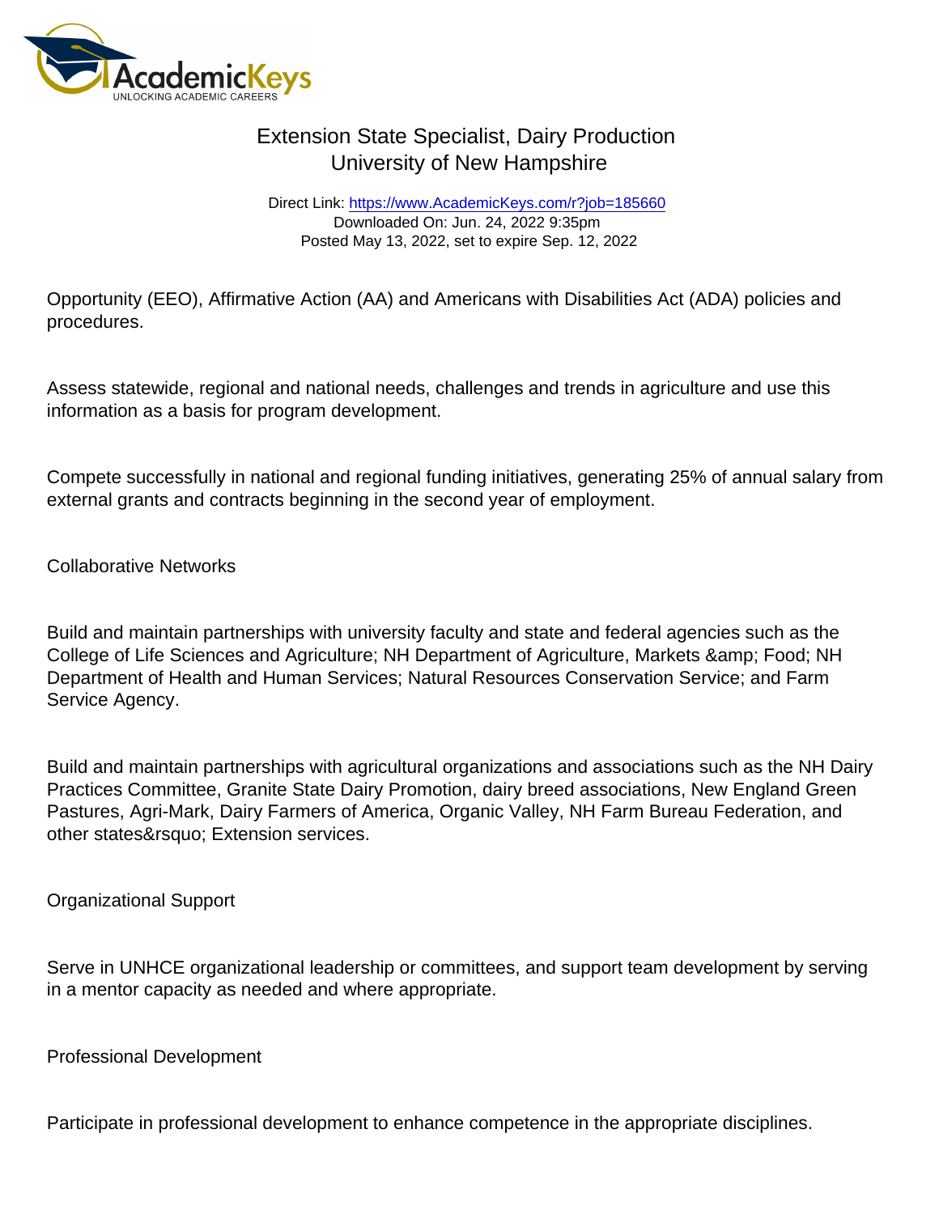Opportunity (EEO), Affirmative Action (AA) and Americans with Disabilities Act (ADA) policies and procedures.

Assess statewide, regional and national needs, challenges and trends in agriculture and use this information as a basis for program development.

Compete successfully in national and regional funding initiatives, generating 25% of annual salary from external grants and contracts beginning in the second year of employment.

Collaborative Networks

Build and maintain partnerships with university faculty and state and federal agencies such as the College of Life Sciences and Agriculture; NH Department of Agriculture, Markets &amp; Food; NH Department of Health and Human Services; Natural Resources Conservation Service; and Farm Service Agency.

Build and maintain partnerships with agricultural organizations and associations such as the NH Dairy Practices Committee, Granite State Dairy Promotion, dairy breed associations, New England Green Pastures, Agri-Mark, Dairy Farmers of America, Organic Valley, NH Farm Bureau Federation, and other states&rsquo; Extension services.

Organizational Support

Serve in UNHCE organizational leadership or committees, and support team development by serving in a mentor capacity as needed and where appropriate.

Professional Development

Participate in professional development to enhance competence in the appropriate disciplines.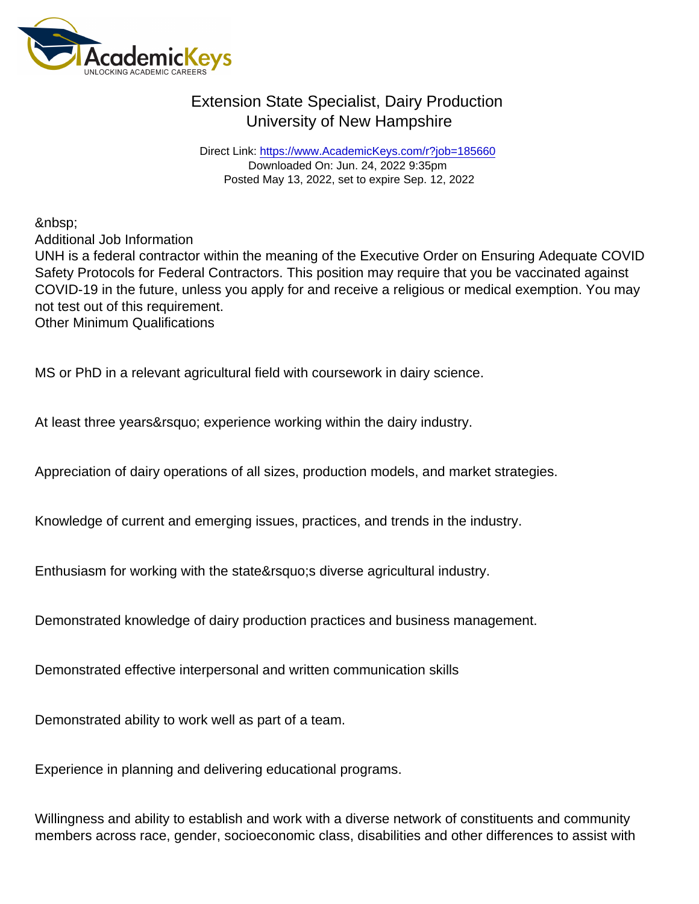Extension State Specialist, Dairy Production
University of New Hampshire

Direct Link: https://www.AcademicKeys.com/r?job=185660
Downloaded On: Jun. 24, 2022 9:35pm
Posted May 13, 2022, set to expire Sep. 12, 2022

&nbsp;
Additional Job Information
UNH is a federal contractor within the meaning of the Executive Order on Ensuring Adequate COVID Safety Protocols for Federal Contractors. This position may require that you be vaccinated against COVID-19 in the future, unless you apply for and receive a religious or medical exemption. You may not test out of this requirement.
Other Minimum Qualifications

MS or PhD in a relevant agricultural field with coursework in dairy science.

At least three years&rsquo; experience working within the dairy industry.

Appreciation of dairy operations of all sizes, production models, and market strategies.

Knowledge of current and emerging issues, practices, and trends in the industry.

Enthusiasm for working with the state&rsquo;s diverse agricultural industry.

Demonstrated knowledge of dairy production practices and business management.

Demonstrated effective interpersonal and written communication skills

Demonstrated ability to work well as part of a team.

Experience in planning and delivering educational programs.

Willingness and ability to establish and work with a diverse network of constituents and community members across race, gender, socioeconomic class, disabilities and other differences to assist with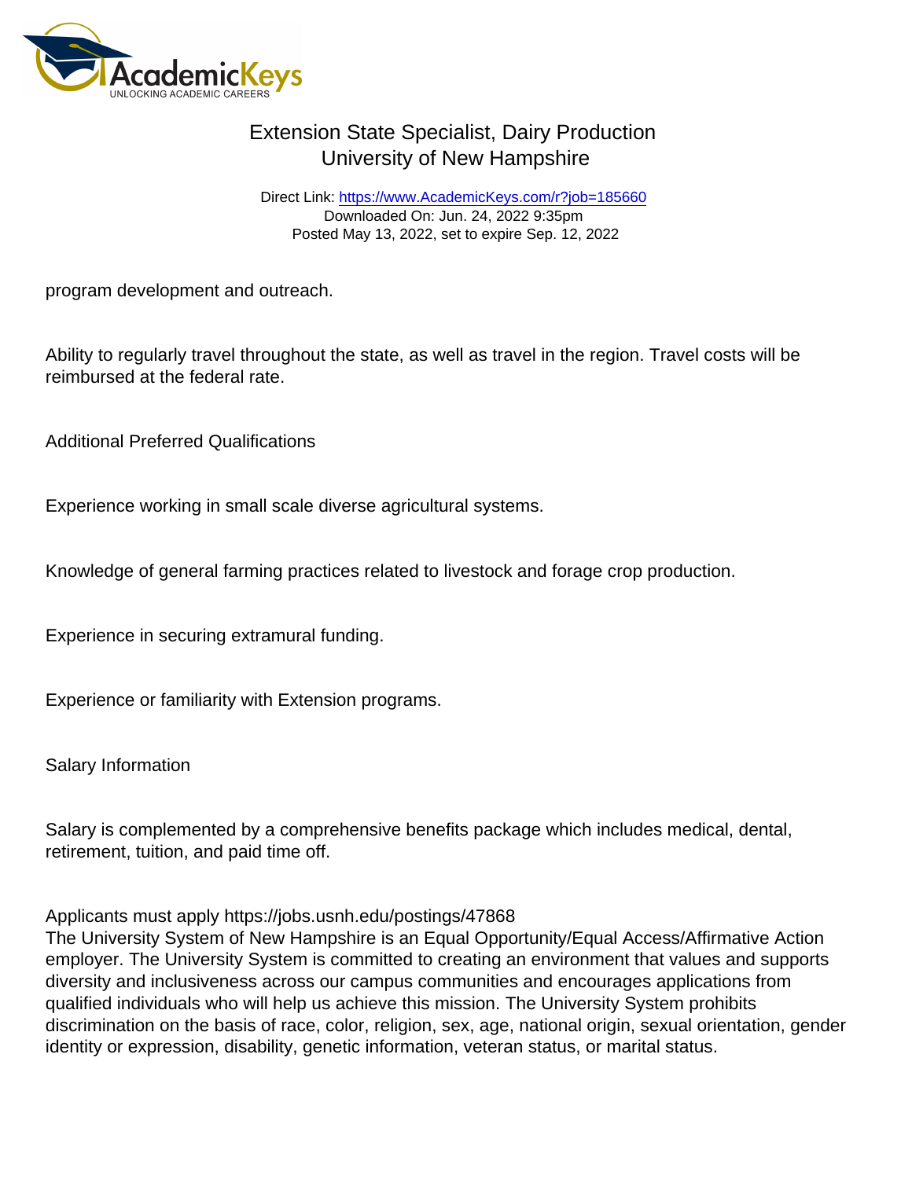program development and outreach.

Ability to regularly travel throughout the state, as well as travel in the region. Travel costs will be reimbursed at the federal rate.

Additional Preferred Qualifications

Experience working in small scale diverse agricultural systems.

Knowledge of general farming practices related to livestock and forage crop production.

Experience in securing extramural funding.

Experience or familiarity with Extension programs.

Salary Information

Salary is complemented by a comprehensive benefits package which includes medical, dental, retirement, tuition, and paid time off.

Applicants must apply https://jobs.usnh.edu/postings/47868
The University System of New Hampshire is an Equal Opportunity/Equal Access/Affirmative Action employer. The University System is committed to creating an environment that values and supports diversity and inclusiveness across our campus communities and encourages applications from qualified individuals who will help us achieve this mission. The University System prohibits discrimination on the basis of race, color, religion, sex, age, national origin, sexual orientation, gender identity or expression, disability, genetic information, veteran status, or marital status.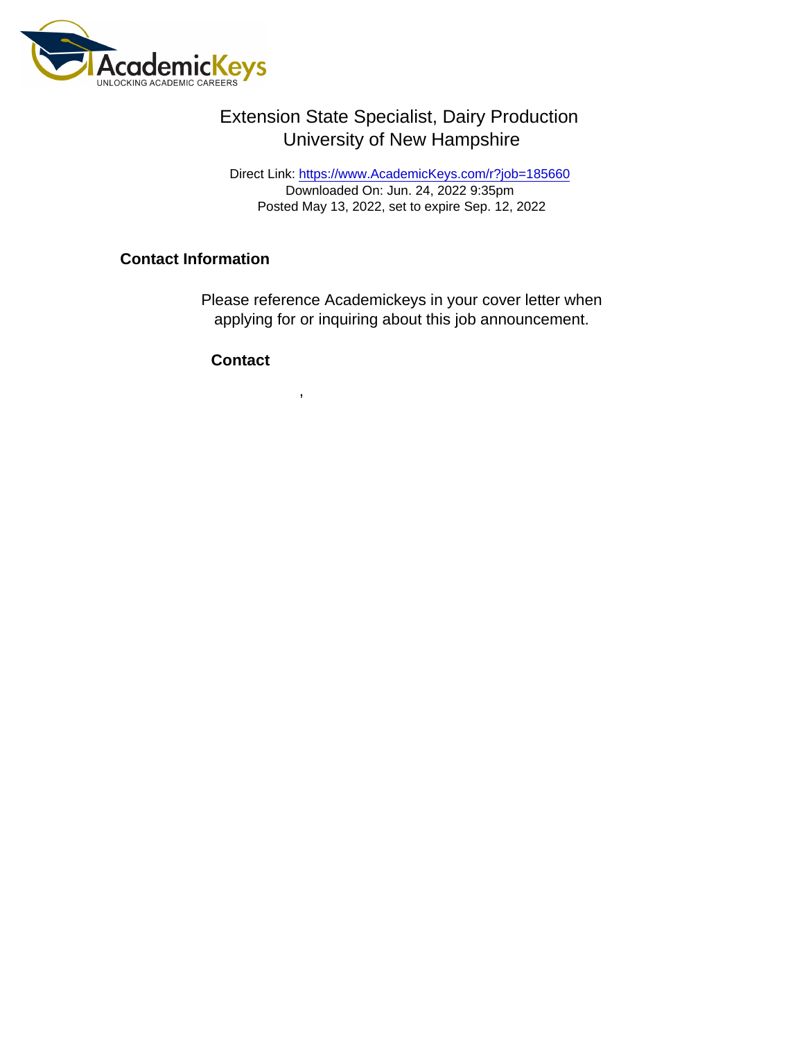# Extension State Specialist, Dairy Production
## University of New Hampshire

Direct Link: https://www.AcademicKeys.com/r?job=185660
Downloaded On: Jun. 24, 2022 9:35pm
Posted May 13, 2022, set to expire Sep. 12, 2022

### Contact Information

Please reference Academickeys in your cover letter when applying for or inquiring about this job announcement.

**Contact**

,